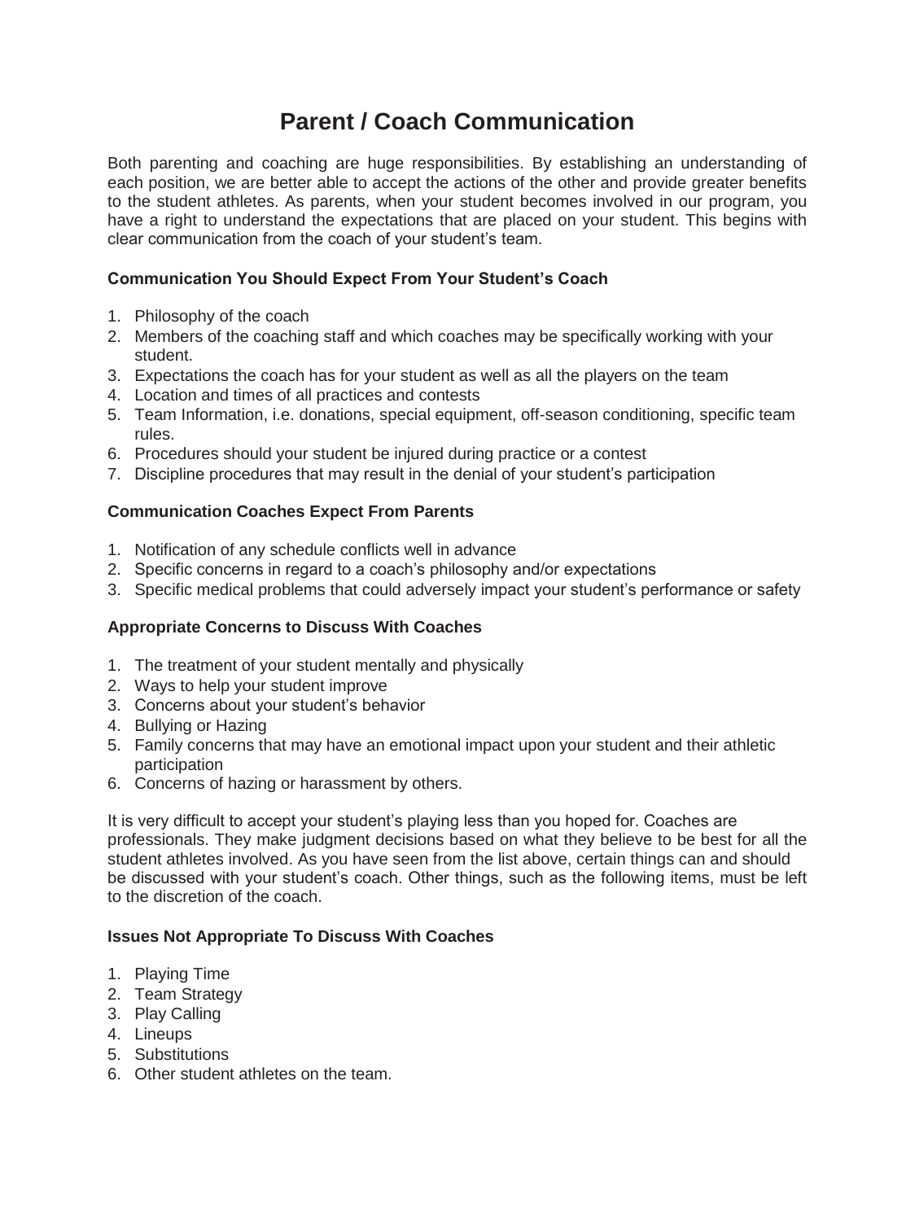# Parent / Coach Communication

Both parenting and coaching are huge responsibilities. By establishing an understanding of each position, we are better able to accept the actions of the other and provide greater benefits to the student athletes. As parents, when your student becomes involved in our program, you have a right to understand the expectations that are placed on your student. This begins with clear communication from the coach of your student's team.

**Communication You Should Expect From Your Student's Coach**

1. Philosophy of the coach
2. Members of the coaching staff and which coaches may be specifically working with your student.
3. Expectations the coach has for your student as well as all the players on the team
4. Location and times of all practices and contests
5. Team Information, i.e. donations, special equipment, off-season conditioning, specific team rules.
6. Procedures should your student be injured during practice or a contest
7. Discipline procedures that may result in the denial of your student's participation

**Communication Coaches Expect From Parents**

1. Notification of any schedule conflicts well in advance
2. Specific concerns in regard to a coach's philosophy and/or expectations
3. Specific medical problems that could adversely impact your student's performance or safety

**Appropriate Concerns to Discuss With Coaches**

1. The treatment of your student mentally and physically
2. Ways to help your student improve
3. Concerns about your student's behavior
4. Bullying or Hazing
5. Family concerns that may have an emotional impact upon your student and their athletic participation
6. Concerns of hazing or harassment by others.

It is very difficult to accept your student's playing less than you hoped for. Coaches are professionals. They make judgment decisions based on what they believe to be best for all the student athletes involved. As you have seen from the list above, certain things can and should be discussed with your student's coach. Other things, such as the following items, must be left to the discretion of the coach.

**Issues Not Appropriate To Discuss With Coaches**

1. Playing Time
2. Team Strategy
3. Play Calling
4. Lineups
5. Substitutions
6. Other student athletes on the team.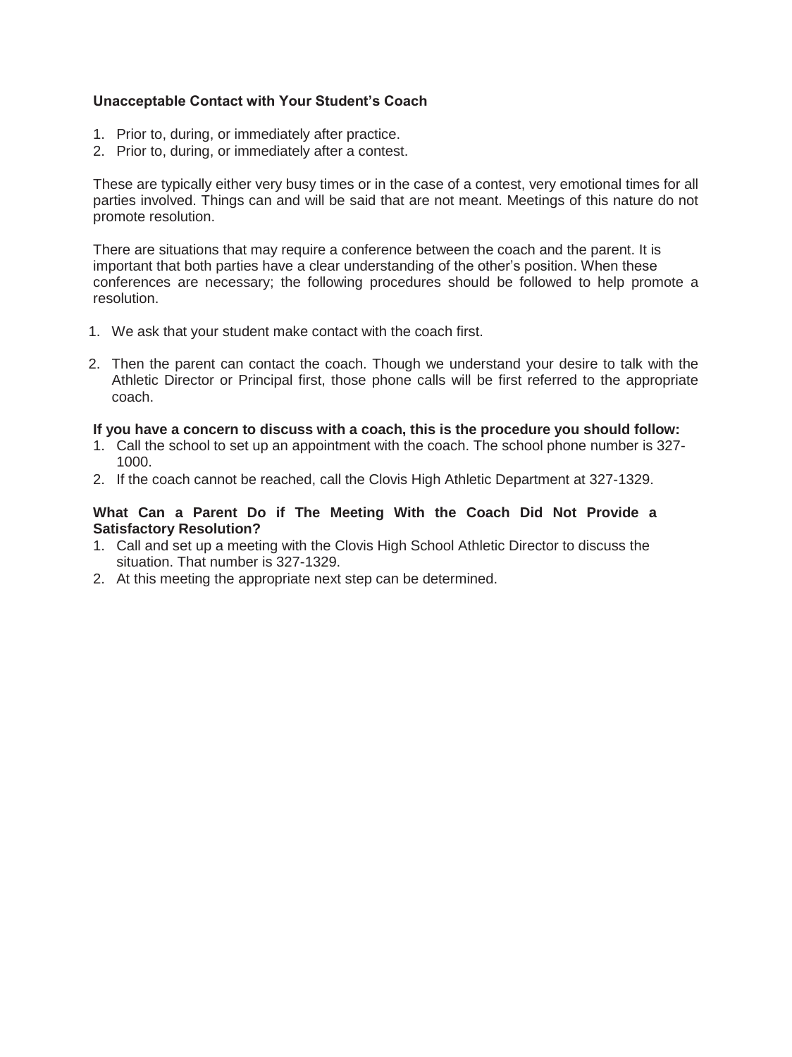**Unacceptable Contact with Your Student's Coach**

1. Prior to, during, or immediately after practice.
2. Prior to, during, or immediately after a contest.

These are typically either very busy times or in the case of a contest, very emotional times for all parties involved. Things can and will be said that are not meant. Meetings of this nature do not promote resolution.

There are situations that may require a conference between the coach and the parent. It is important that both parties have a clear understanding of the other's position. When these conferences are necessary; the following procedures should be followed to help promote a resolution.

1. We ask that your student make contact with the coach first.

2. Then the parent can contact the coach. Though we understand your desire to talk with the Athletic Director or Principal first, those phone calls will be first referred to the appropriate coach.

**If you have a concern to discuss with a coach, this is the procedure you should follow:**

1. Call the school to set up an appointment with the coach. The school phone number is 327-1000.
2. If the coach cannot be reached, call the Clovis High Athletic Department at 327-1329.

**What Can a Parent Do if The Meeting With the Coach Did Not Provide a Satisfactory Resolution?**

1. Call and set up a meeting with the Clovis High School Athletic Director to discuss the situation. That number is 327-1329.
2. At this meeting the appropriate next step can be determined.